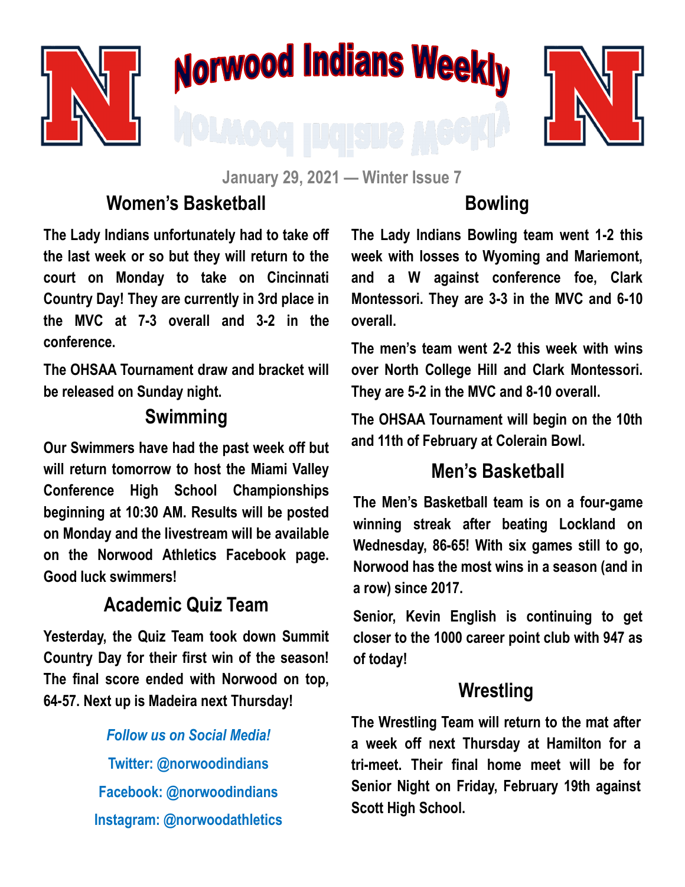# Norwood Indians Weekly

January 29, 2021 — Winter Issue 7

## Women's Basketball

The Lady Indians unfortunately had to take off the last week or so but they will return to the court on Monday to take on Cincinnati Country Day! They are currently in 3rd place in the MVC at 7-3 overall and 3-2 in the conference.

The OHSAA Tournament draw and bracket will be released on Sunday night.

## Swimming

Our Swimmers have had the past week off but will return tomorrow to host the Miami Valley Conference High School Championships beginning at 10:30 AM. Results will be posted on Monday and the livestream will be available on the Norwood Athletics Facebook page. Good luck swimmers!

## Academic Quiz Team

Yesterday, the Quiz Team took down Summit Country Day for their first win of the season! The final score ended with Norwood on top, 64-57. Next up is Madeira next Thursday!

*Follow us on Social Media!*

Twitter: @norwoodindians

Facebook: @norwoodindians

Instagram: @norwoodathletics

## Bowling

The Lady Indians Bowling team went 1-2 this week with losses to Wyoming and Mariemont, and a W against conference foe, Clark Montessori. They are 3-3 in the MVC and 6-10 overall.

The men's team went 2-2 this week with wins over North College Hill and Clark Montessori. They are 5-2 in the MVC and 8-10 overall.

The OHSAA Tournament will begin on the 10th and 11th of February at Colerain Bowl.

## Men's Basketball

The Men's Basketball team is on a four-game winning streak after beating Lockland on Wednesday, 86-65! With six games still to go, Norwood has the most wins in a season (and in a row) since 2017.

Senior, Kevin English is continuing to get closer to the 1000 career point club with 947 as of today!

## Wrestling

The Wrestling Team will return to the mat after a week off next Thursday at Hamilton for a tri-meet. Their final home meet will be for Senior Night on Friday, February 19th against Scott High School.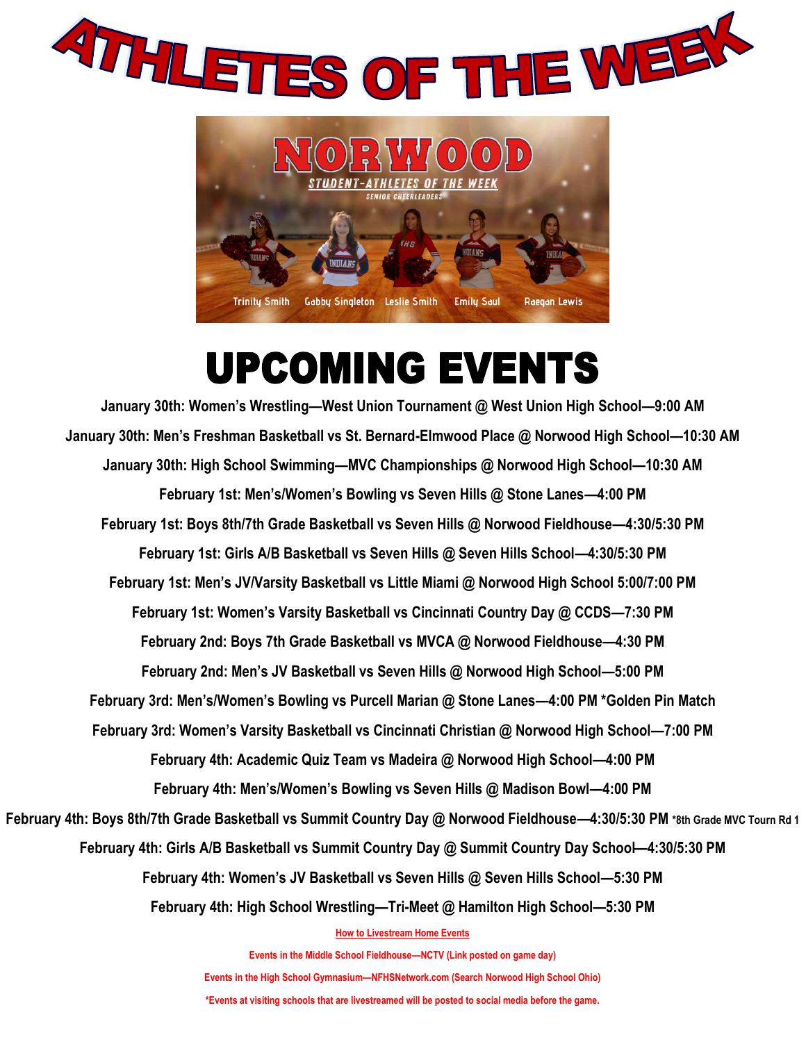# ATHLETES OF THE WEEK

NORWOOD

STUDENT-ATHLETES OF THE WEEK

SENIOR CHEERLEADERS

Trinity Smith Gabby Singleton Leslie Smith Emily Saul Raegan Lewis

# UPCOMING EVENTS

**January 30th: Women's Wrestling—West Union Tournament @ West Union High School—9:00 AM**

**January 30th: Men's Freshman Basketball vs St. Bernard-Elmwood Place @ Norwood High School—10:30 AM**

**January 30th: High School Swimming—MVC Championships @ Norwood High School—10:30 AM**

**February 1st: Men's/Women's Bowling vs Seven Hills @ Stone Lanes—4:00 PM**

**February 1st: Boys 8th/7th Grade Basketball vs Seven Hills @ Norwood Fieldhouse—4:30/5:30 PM**

**February 1st: Girls A/B Basketball vs Seven Hills @ Seven Hills School—4:30/5:30 PM**

**February 1st: Men's JV/Varsity Basketball vs Little Miami @ Norwood High School 5:00/7:00 PM**

**February 1st: Women's Varsity Basketball vs Cincinnati Country Day @ CCDS—7:30 PM**

**February 2nd: Boys 7th Grade Basketball vs MVCA @ Norwood Fieldhouse—4:30 PM**

**February 2nd: Men's JV Basketball vs Seven Hills @ Norwood High School—5:00 PM**

**February 3rd: Men's/Women's Bowling vs Purcell Marian @ Stone Lanes—4:00 PM *Golden Pin Match**

**February 3rd: Women's Varsity Basketball vs Cincinnati Christian @ Norwood High School—7:00 PM**

**February 4th: Academic Quiz Team vs Madeira @ Norwood High School—4:00 PM**

**February 4th: Men's/Women's Bowling vs Seven Hills @ Madison Bowl—4:00 PM**

**February 4th: Boys 8th/7th Grade Basketball vs Summit Country Day @ Norwood Fieldhouse—4:30/5:30 PM *8th Grade MVC Tourn Rd 1**

**February 4th: Girls A/B Basketball vs Summit Country Day @ Summit Country Day School—4:30/5:30 PM**

**February 4th: Women's JV Basketball vs Seven Hills @ Seven Hills School—5:30 PM**

**February 4th: High School Wrestling—Tri-Meet @ Hamilton High School—5:30 PM**

**How to Livestream Home Events**

**Events in the Middle School Fieldhouse—NCTV (Link posted on game day)**

**Events in the High School Gymnasium—NFHSNetwork.com (Search Norwood High School Ohio)**

***Events at visiting schools that are livestreamed will be posted to social media before the game.**